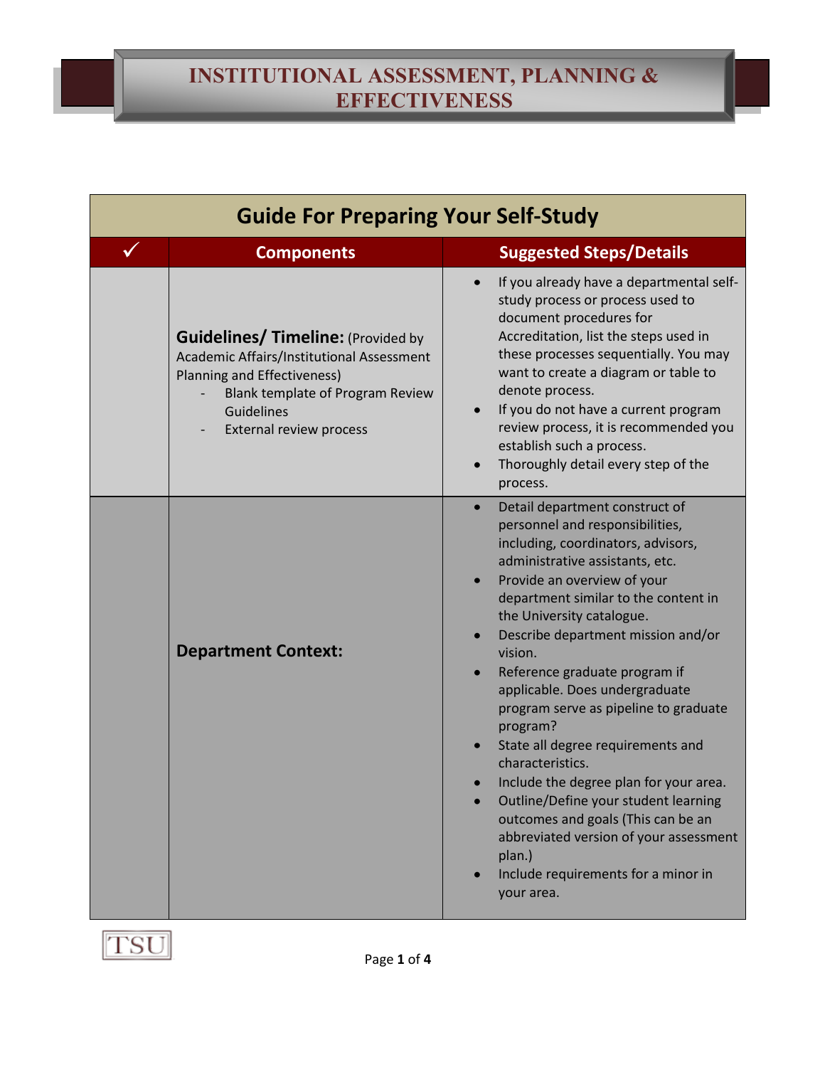# INSTITUTIONAL ASSESSMENT, PLANNING & EFFECTIVENESS

## Guide For Preparing Your Self-Study

| ✓ | Components | Suggested Steps/Details |
|---|---|---|
| | **Guidelines/ Timeline:** (Provided by Academic Affairs/Institutional Assessment Planning and Effectiveness)<br>- Blank template of Program Review Guidelines<br>- External review process | • If you already have a departmental self-study process or process used to document procedures for Accreditation, list the steps used in these processes sequentially. You may want to create a diagram or table to denote process.<br>• If you do not have a current program review process, it is recommended you establish such a process.<br>• Thoroughly detail every step of the process. |
| | **Department Context:** | • Detail department construct of personnel and responsibilities, including, coordinators, advisors, administrative assistants, etc.<br>• Provide an overview of your department similar to the content in the University catalogue.<br>• Describe department mission and/or vision.<br>• Reference graduate program if applicable. Does undergraduate program serve as pipeline to graduate program?<br>• State all degree requirements and characteristics.<br>• Include the degree plan for your area.<br>• Outline/Define your student learning outcomes and goals (This can be an abbreviated version of your assessment plan.)<br>• Include requirements for a minor in your area. |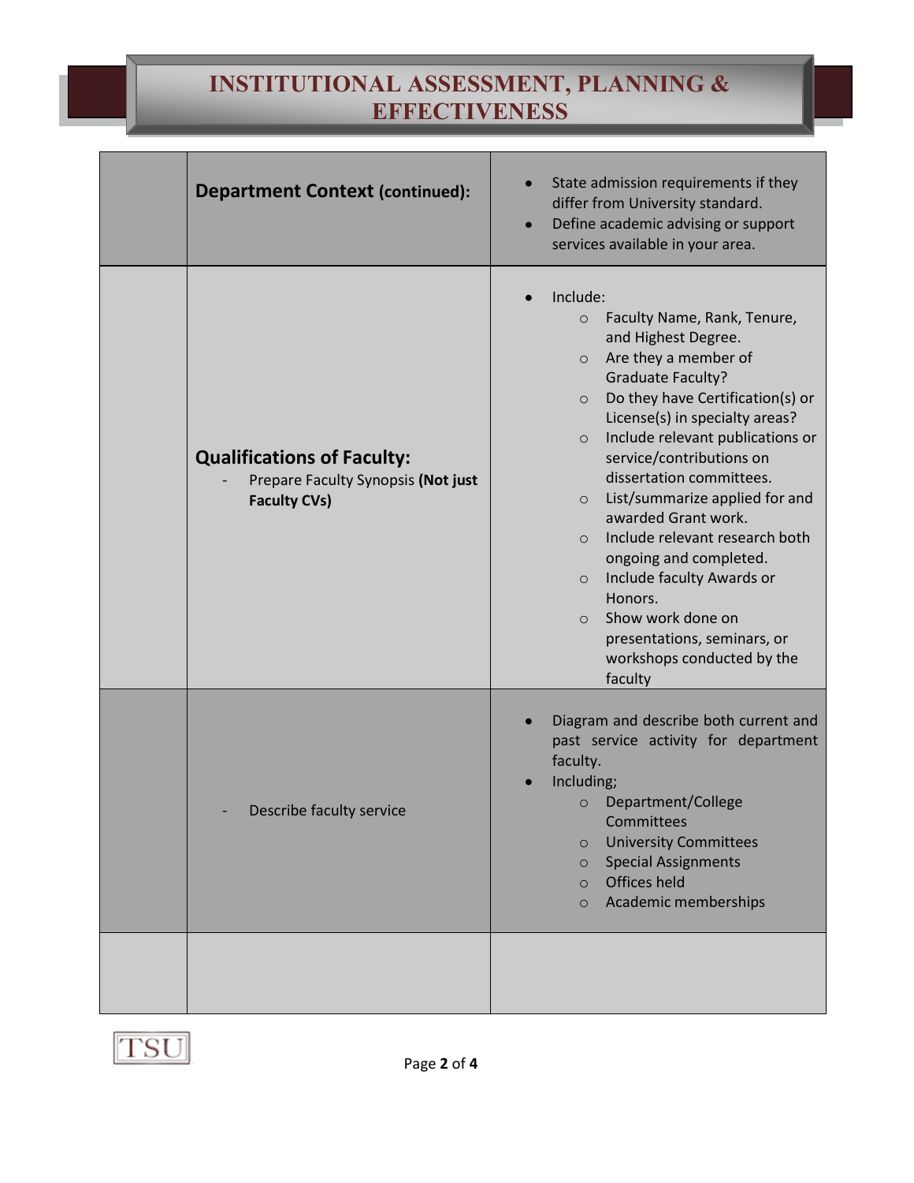| | | |
|---|---|---|
| | **Department Context (continued):** | • State admission requirements if they differ from University standard.<br>• Define academic advising or support services available in your area. |
| | **Qualifications of Faculty:**<br>- Prepare Faculty Synopsis **(Not just Faculty CVs)** | • Include:<br>&nbsp;&nbsp;○ Faculty Name, Rank, Tenure, and Highest Degree.<br>&nbsp;&nbsp;○ Are they a member of Graduate Faculty?<br>&nbsp;&nbsp;○ Do they have Certification(s) or License(s) in specialty areas?<br>&nbsp;&nbsp;○ Include relevant publications or service/contributions on dissertation committees.<br>&nbsp;&nbsp;○ List/summarize applied for and awarded Grant work.<br>&nbsp;&nbsp;○ Include relevant research both ongoing and completed.<br>&nbsp;&nbsp;○ Include faculty Awards or Honors.<br>&nbsp;&nbsp;○ Show work done on presentations, seminars, or workshops conducted by the faculty |
| | - Describe faculty service | • Diagram and describe both current and past service activity for department faculty.<br>• Including;<br>&nbsp;&nbsp;○ Department/College Committees<br>&nbsp;&nbsp;○ University Committees<br>&nbsp;&nbsp;○ Special Assignments<br>&nbsp;&nbsp;○ Offices held<br>&nbsp;&nbsp;○ Academic memberships |
| | | |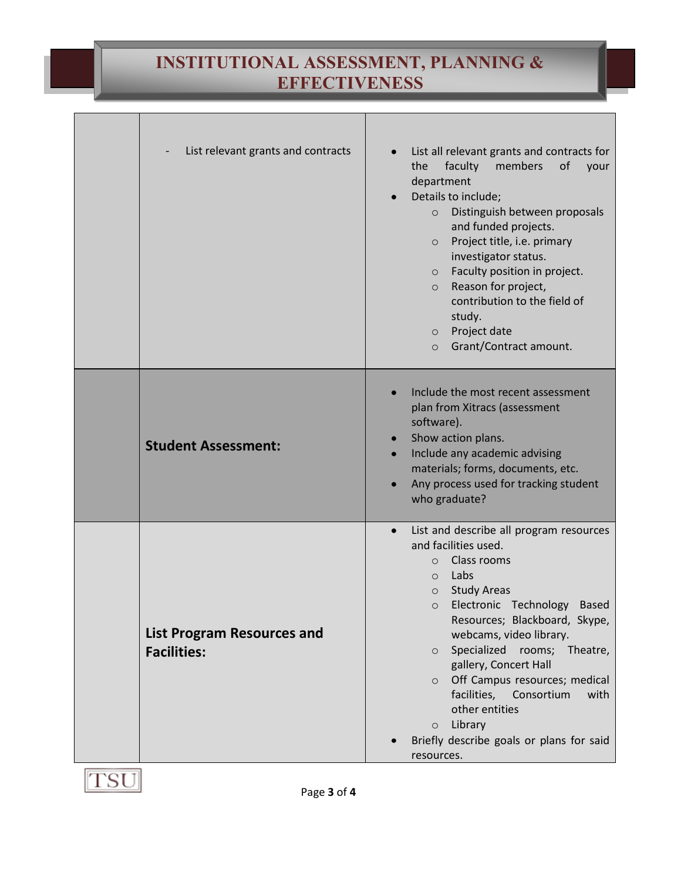| | | |
|---|---|---|
| | - List relevant grants and contracts | • List all relevant grants and contracts for the faculty members of your department<br>• Details to include;<br>&nbsp;&nbsp;&nbsp;&nbsp;○ Distinguish between proposals and funded projects.<br>&nbsp;&nbsp;&nbsp;&nbsp;○ Project title, i.e. primary investigator status.<br>&nbsp;&nbsp;&nbsp;&nbsp;○ Faculty position in project.<br>&nbsp;&nbsp;&nbsp;&nbsp;○ Reason for project, contribution to the field of study.<br>&nbsp;&nbsp;&nbsp;&nbsp;○ Project date<br>&nbsp;&nbsp;&nbsp;&nbsp;○ Grant/Contract amount. |
| | **Student Assessment:** | • Include the most recent assessment plan from Xitracs (assessment software).<br>• Show action plans.<br>• Include any academic advising materials; forms, documents, etc.<br>• Any process used for tracking student who graduate? |
| | **List Program Resources and Facilities:** | • List and describe all program resources and facilities used.<br>&nbsp;&nbsp;&nbsp;&nbsp;○ Class rooms<br>&nbsp;&nbsp;&nbsp;&nbsp;○ Labs<br>&nbsp;&nbsp;&nbsp;&nbsp;○ Study Areas<br>&nbsp;&nbsp;&nbsp;&nbsp;○ Electronic Technology Based Resources; Blackboard, Skype, webcams, video library.<br>&nbsp;&nbsp;&nbsp;&nbsp;○ Specialized rooms; Theatre, gallery, Concert Hall<br>&nbsp;&nbsp;&nbsp;&nbsp;○ Off Campus resources; medical facilities, Consortium with other entities<br>&nbsp;&nbsp;&nbsp;&nbsp;○ Library<br>• Briefly describe goals or plans for said resources. |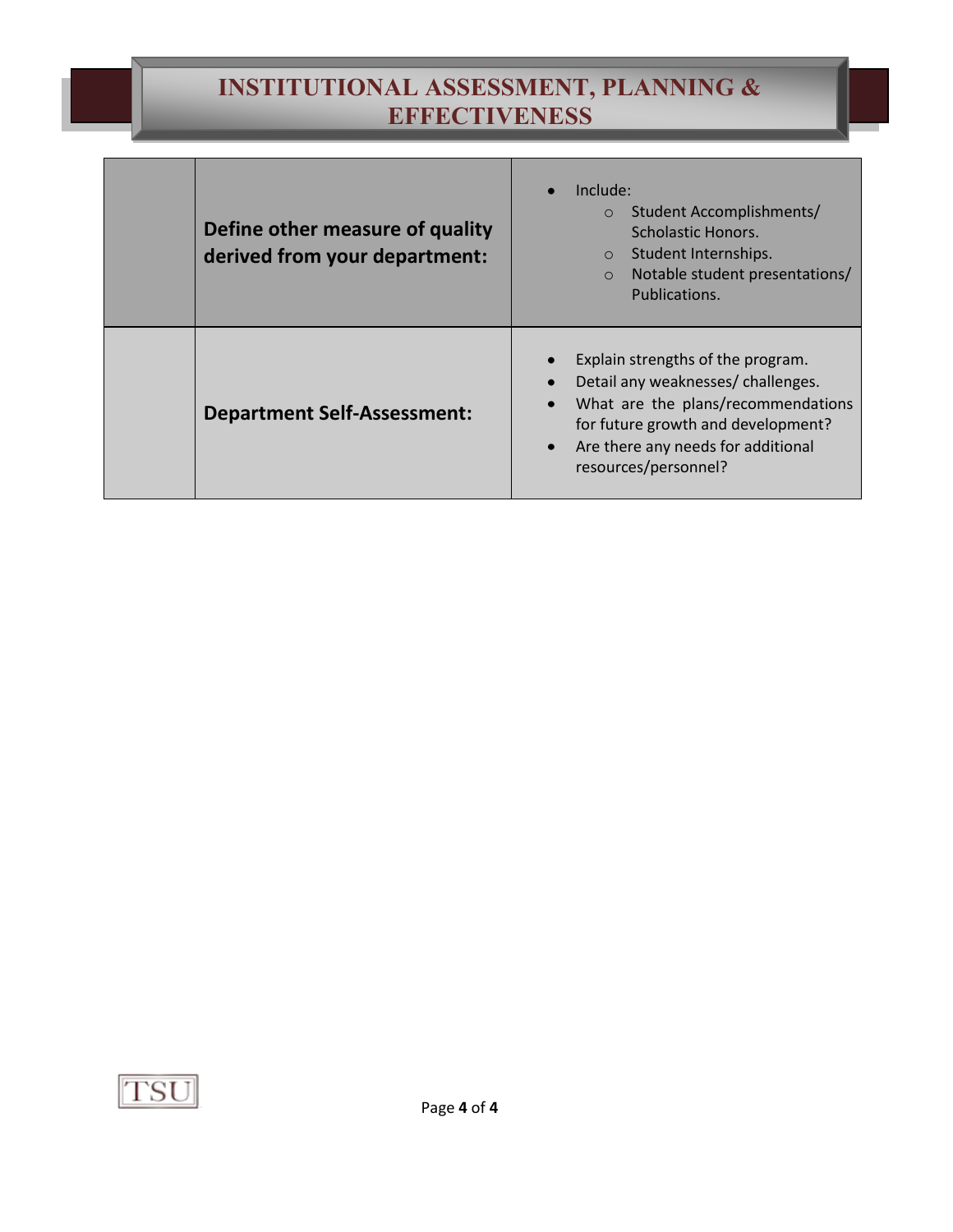# INSTITUTIONAL ASSESSMENT, PLANNING & EFFECTIVENESS

| | | |
|---|---|---|
| | **Define other measure of quality derived from your department:** | • Include:<br>  ○ Student Accomplishments/ Scholastic Honors.<br>  ○ Student Internships.<br>  ○ Notable student presentations/ Publications. |
| | **Department Self-Assessment:** | • Explain strengths of the program.<br>• Detail any weaknesses/ challenges.<br>• What are the plans/recommendations for future growth and development?<br>• Are there any needs for additional resources/personnel? |